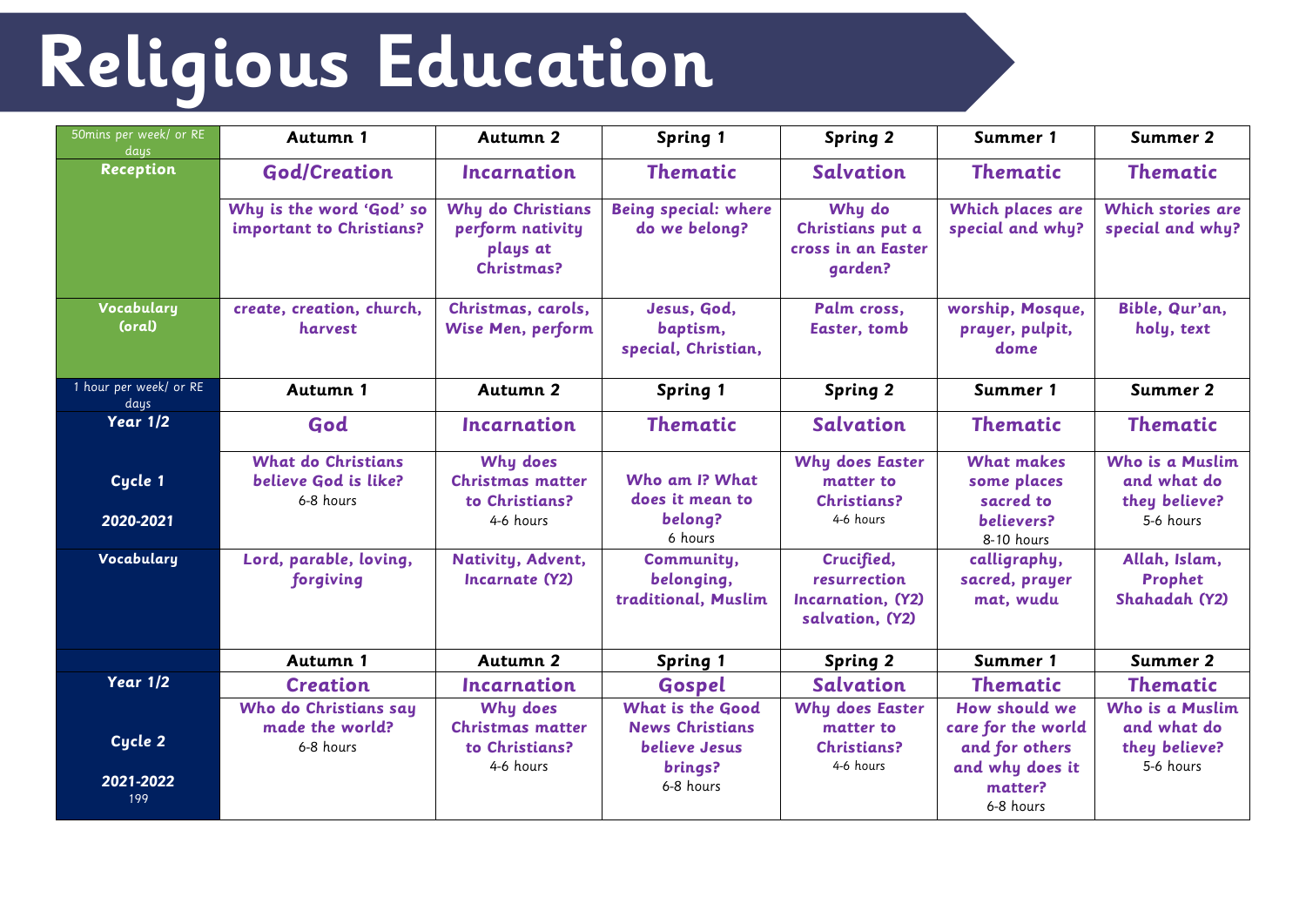# Religious Education

| 50mins per week/ or RE days | Autumn 1 | Autumn 2 | Spring 1 | Spring 2 | Summer 1 | Summer 2 |
|---|---|---|---|---|---|---|
| **Reception** | **God/Creation** | **Incarnation** | **Thematic** | **Salvation** | **Thematic** | **Thematic** |
| | **Why is the word 'God' so important to Christians?** | **Why do Christians perform nativity plays at Christmas?** | **Being special: where do we belong?** | **Why do Christians put a cross in an Easter garden?** | **Which places are special and why?** | **Which stories are special and why?** |
| **Vocabulary (oral)** | **create, creation, church, harvest** | **Christmas, carols, Wise Men, perform** | **Jesus, God, baptism, special, Christian,** | **Palm cross, Easter, tomb** | **worship, Mosque, prayer, pulpit, dome** | **Bible, Qur'an, holy, text** |
| 1 hour per week/ or RE days | **Autumn 1** | **Autumn 2** | **Spring 1** | **Spring 2** | **Summer 1** | **Summer 2** |
| **Year 1/2** | **God** | **Incarnation** | **Thematic** | **Salvation** | **Thematic** | **Thematic** |
| **Cycle 1**<br>**2020-2021** | **What do Christians believe God is like?**<br>6-8 hours | **Why does Christmas matter to Christians?**<br>4-6 hours | **Who am I? What does it mean to belong?**<br>6 hours | **Why does Easter matter to Christians?**<br>4-6 hours | **What makes some places sacred to believers?**<br>8-10 hours | **Who is a Muslim and what do they believe?**<br>5-6 hours |
| **Vocabulary** | **Lord, parable, loving, forgiving** | **Nativity, Advent, Incarnate (Y2)** | **Community, belonging, traditional, Muslim** | **Crucified, resurrection Incarnation, (Y2) salvation, (Y2)** | **calligraphy, sacred, prayer mat, wudu** | **Allah, Islam, Prophet Shahadah (Y2)** |
| | **Autumn 1** | **Autumn 2** | **Spring 1** | **Spring 2** | **Summer 1** | **Summer 2** |
| **Year 1/2** | **Creation** | **Incarnation** | **Gospel** | **Salvation** | **Thematic** | **Thematic** |
| **Cycle 2**<br>**2021-2022**<br>199 | **Who do Christians say made the world?**<br>6-8 hours | **Why does Christmas matter to Christians?**<br>4-6 hours | **What is the Good News Christians believe Jesus brings?**<br>6-8 hours | **Why does Easter matter to Christians?**<br>4-6 hours | **How should we care for the world and for others and why does it matter?**<br>6-8 hours | **Who is a Muslim and what do they believe?**<br>5-6 hours |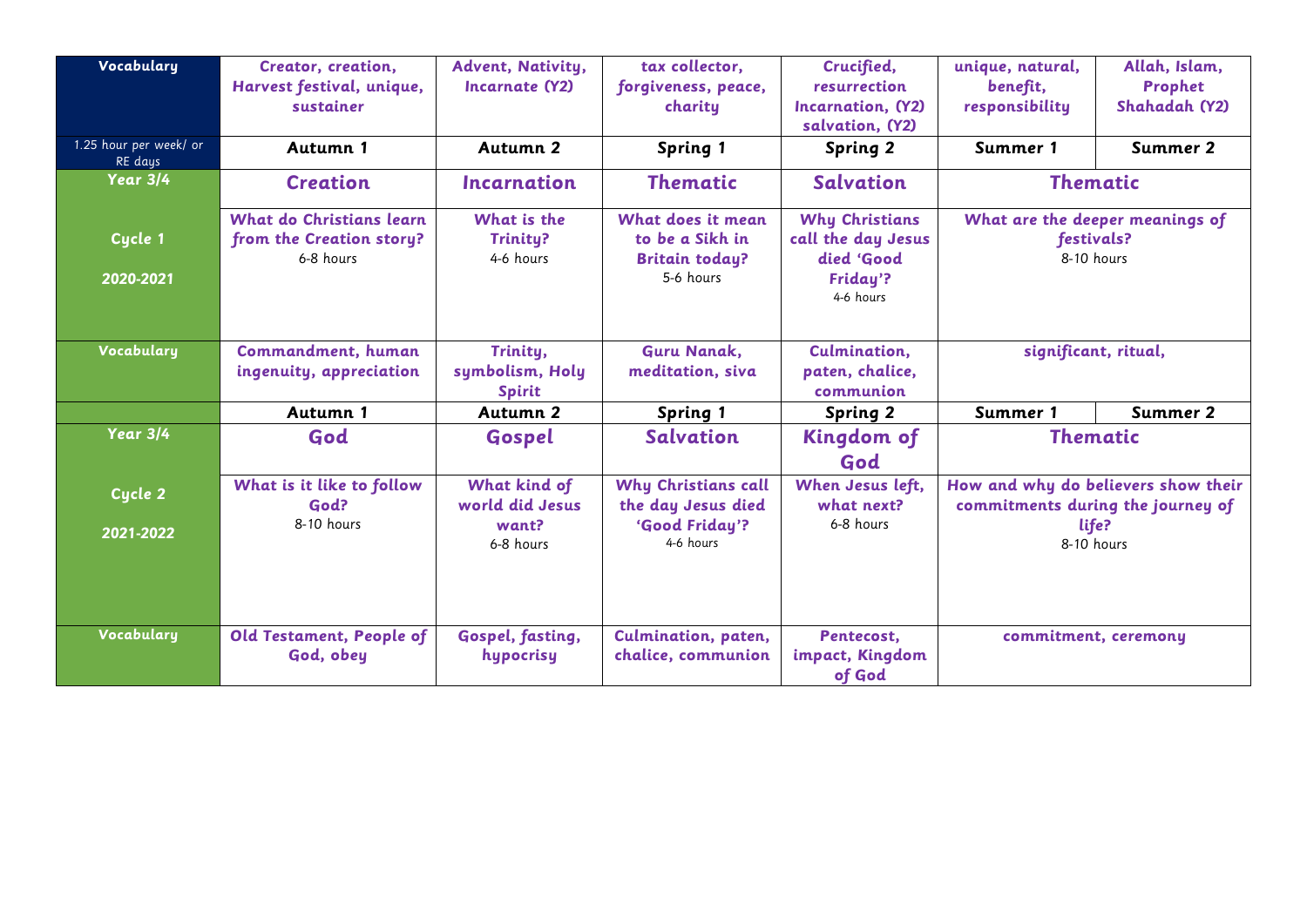| Vocabulary | Creator, creation, Harvest festival, unique, sustainer | Advent, Nativity, Incarnate (Y2) | tax collector, forgiveness, peace, charity | Crucified, resurrection Incarnation, (Y2) salvation, (Y2) | unique, natural, benefit, responsibility | Allah, Islam, Prophet Shahadah (Y2) |
|---|---|---|---|---|---|---|
| 1.25 hour per week/ or RE days | Autumn 1 | Autumn 2 | Spring 1 | Spring 2 | Summer 1 | Summer 2 |
| Year 3/4 | **Creation** | **Incarnation** | **Thematic** | **Salvation** | **Thematic** | |
| Cycle 1<br>2020-2021 | What do Christians learn from the Creation story?<br>6-8 hours | What is the Trinity?<br>4-6 hours | What does it mean to be a Sikh in Britain today?<br>5-6 hours | Why Christians call the day Jesus died 'Good Friday'?<br>4-6 hours | What are the deeper meanings of festivals?<br>8-10 hours | |
| Vocabulary | Commandment, human ingenuity, appreciation | Trinity, symbolism, Holy Spirit | Guru Nanak, meditation, siva | Culmination, paten, chalice, communion | significant, ritual, | |
| | Autumn 1 | Autumn 2 | Spring 1 | Spring 2 | Summer 1 | Summer 2 |
| Year 3/4 | **God** | **Gospel** | **Salvation** | **Kingdom of God** | **Thematic** | |
| Cycle 2<br>2021-2022 | What is it like to follow God?<br>8-10 hours | What kind of world did Jesus want?<br>6-8 hours | Why Christians call the day Jesus died 'Good Friday'?<br>4-6 hours | When Jesus left, what next?<br>6-8 hours | How and why do believers show their commitments during the journey of life?<br>8-10 hours | |
| Vocabulary | Old Testament, People of God, obey | Gospel, fasting, hypocrisy | Culmination, paten, chalice, communion | Pentecost, impact, Kingdom of God | commitment, ceremony | |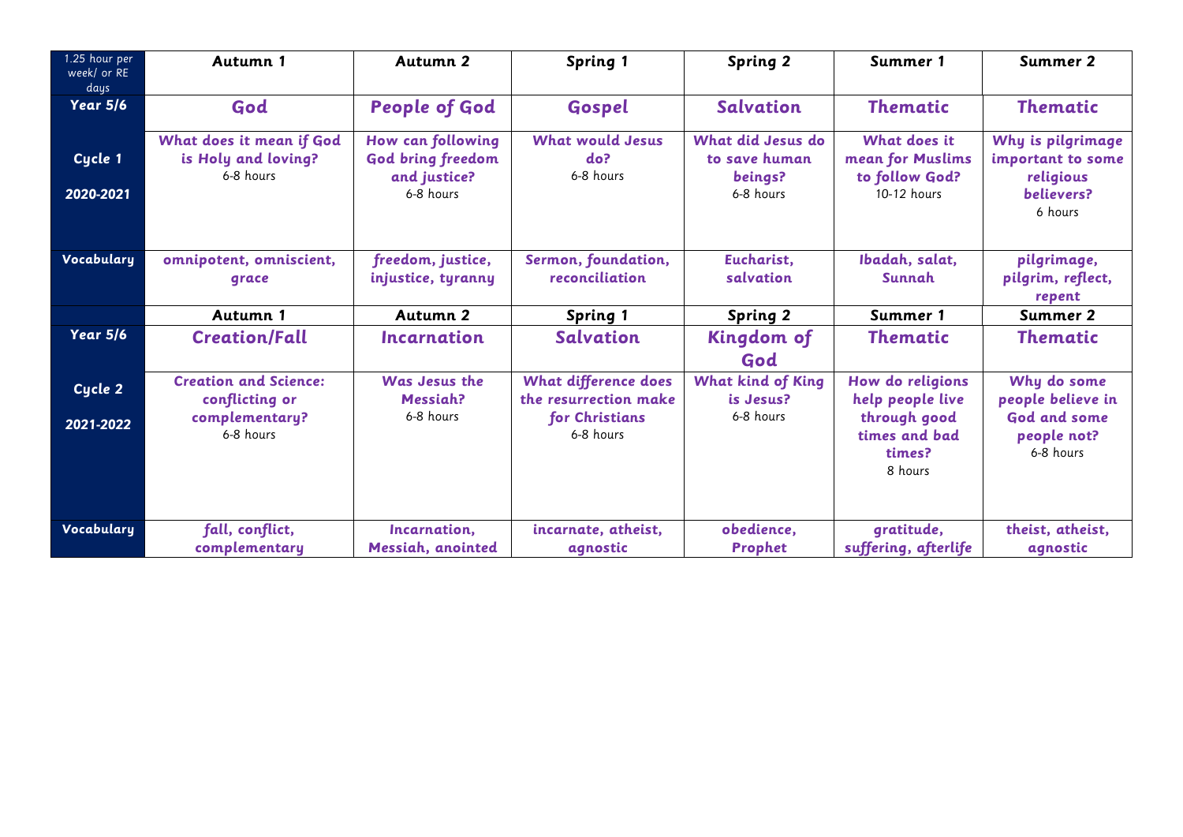| 1.25 hour per week/ or RE days | Autumn 1 | Autumn 2 | Spring 1 | Spring 2 | Summer 1 | Summer 2 |
|---|---|---|---|---|---|---|
| **Year 5/6** | **God** | **People of God** | **Gospel** | **Salvation** | **Thematic** | **Thematic** |
| **Cycle 1** 2020-2021 | **What does it mean if God is Holy and loving?** 6-8 hours | **How can following God bring freedom and justice?** 6-8 hours | **What would Jesus do?** 6-8 hours | **What did Jesus do to save human beings?** 6-8 hours | **What does it mean for Muslims to follow God?** 10-12 hours | **Why is pilgrimage important to some religious believers?** 6 hours |
| **Vocabulary** | **omnipotent, omniscient, grace** | **freedom, justice, injustice, tyranny** | **Sermon, foundation, reconciliation** | **Eucharist, salvation** | **Ibadah, salat, Sunnah** | **pilgrimage, pilgrim, reflect, repent** |
| | **Autumn 1** | **Autumn 2** | **Spring 1** | **Spring 2** | **Summer 1** | **Summer 2** |
| **Year 5/6** | **Creation/Fall** | **Incarnation** | **Salvation** | **Kingdom of God** | **Thematic** | **Thematic** |
| **Cycle 2** 2021-2022 | **Creation and Science: conflicting or complementary?** 6-8 hours | **Was Jesus the Messiah?** 6-8 hours | **What difference does the resurrection make for Christians** 6-8 hours | **What kind of King is Jesus?** 6-8 hours | **How do religions help people live through good times and bad times?** 8 hours | **Why do some people believe in God and some people not?** 6-8 hours |
| **Vocabulary** | **fall, conflict, complementary** | **Incarnation, Messiah, anointed** | **incarnate, atheist, agnostic** | **obedience, Prophet** | **gratitude, suffering, afterlife** | **theist, atheist, agnostic** |